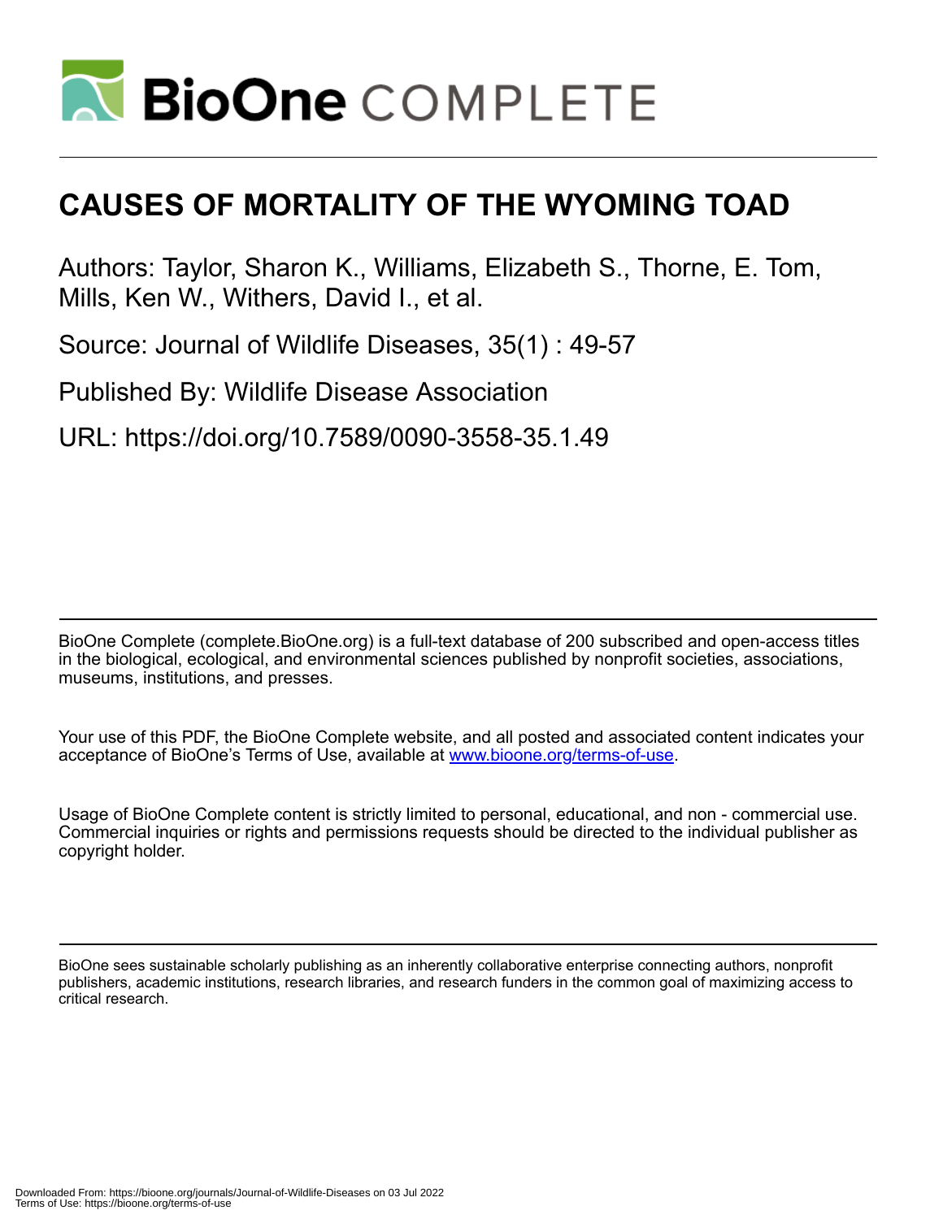# CAUSES OF MORTALITY OF THE WYOMING TOAD

Authors: Taylor, Sharon K., Williams, Elizabeth S., Thorne, E. Tom, Mills, Ken W., Withers, David I., et al.

Source: Journal of Wildlife Diseases, 35(1) : 49-57

Published By: Wildlife Disease Association

URL: https://doi.org/10.7589/0090-3558-35.1.49

BioOne Complete (complete.BioOne.org) is a full-text database of 200 subscribed and open-access titles in the biological, ecological, and environmental sciences published by nonprofit societies, associations, museums, institutions, and presses.

Your use of this PDF, the BioOne Complete website, and all posted and associated content indicates your acceptance of BioOne's Terms of Use, available at www.bioone.org/terms-of-use.

Usage of BioOne Complete content is strictly limited to personal, educational, and non - commercial use. Commercial inquiries or rights and permissions requests should be directed to the individual publisher as copyright holder.

BioOne sees sustainable scholarly publishing as an inherently collaborative enterprise connecting authors, nonprofit publishers, academic institutions, research libraries, and research funders in the common goal of maximizing access to critical research.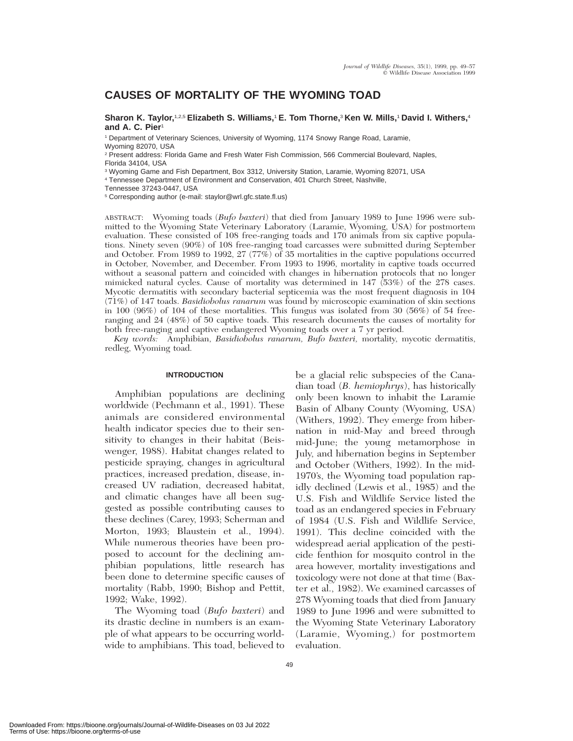# CAUSES OF MORTALITY OF THE WYOMING TOAD

**Sharon K. Taylor,**[1,2,5] **Elizabeth S. Williams,**[1] **E. Tom Thorne,**[3] **Ken W. Mills,**[1] **David I. Withers,**[4] **and A. C. Pier**[1]

[1] Department of Veterinary Sciences, University of Wyoming, 1174 Snowy Range Road, Laramie, Wyoming 82070, USA

[2] Present address: Florida Game and Fresh Water Fish Commission, 566 Commercial Boulevard, Naples, Florida 34104, USA

[3] Wyoming Game and Fish Department, Box 3312, University Station, Laramie, Wyoming 82071, USA

[4] Tennessee Department of Environment and Conservation, 401 Church Street, Nashville, Tennessee 37243-0447, USA

[5] Corresponding author (e-mail: staylor@wrl.gfc.state.fl.us)

ABSTRACT: Wyoming toads (*Bufo baxteri*) that died from January 1989 to June 1996 were submitted to the Wyoming State Veterinary Laboratory (Laramie, Wyoming, USA) for postmortem evaluation. These consisted of 108 free-ranging toads and 170 animals from six captive populations. Ninety seven (90%) of 108 free-ranging toad carcasses were submitted during September and October. From 1989 to 1992, 27 (77%) of 35 mortalities in the captive populations occurred in October, November, and December. From 1993 to 1996, mortality in captive toads occurred without a seasonal pattern and coincided with changes in hibernation protocols that no longer mimicked natural cycles. Cause of mortality was determined in 147 (53%) of the 278 cases. Mycotic dermatitis with secondary bacterial septicemia was the most frequent diagnosis in 104 (71%) of 147 toads. *Basidiobolus ranarum* was found by microscopic examination of skin sections in 100 (96%) of 104 of these mortalities. This fungus was isolated from 30 (56%) of 54 free-ranging and 24 (48%) of 50 captive toads. This research documents the causes of mortality for both free-ranging and captive endangered Wyoming toads over a 7 yr period.

*Key words:* Amphibian, *Basidiobolus ranarum*, *Bufo baxteri*, mortality, mycotic dermatitis, redleg, Wyoming toad.

## INTRODUCTION

Amphibian populations are declining worldwide (Pechmann et al., 1991). These animals are considered environmental health indicator species due to their sensitivity to changes in their habitat (Beiswenger, 1988). Habitat changes related to pesticide spraying, changes in agricultural practices, increased predation, disease, increased UV radiation, decreased habitat, and climatic changes have all been suggested as possible contributing causes to these declines (Carey, 1993; Scherman and Morton, 1993; Blaustein et al., 1994). While numerous theories have been proposed to account for the declining amphibian populations, little research has been done to determine specific causes of mortality (Rabb, 1990; Bishop and Pettit, 1992; Wake, 1992).

The Wyoming toad (*Bufo baxteri*) and its drastic decline in numbers is an example of what appears to be occurring worldwide to amphibians. This toad, believed to be a glacial relic subspecies of the Canadian toad (*B. hemiophrys*), has historically only been known to inhabit the Laramie Basin of Albany County (Wyoming, USA) (Withers, 1992). They emerge from hibernation in mid-May and breed through mid-June; the young metamorphose in July, and hibernation begins in September and October (Withers, 1992). In the mid-1970's, the Wyoming toad population rapidly declined (Lewis et al., 1985) and the U.S. Fish and Wildlife Service listed the toad as an endangered species in February of 1984 (U.S. Fish and Wildlife Service, 1991). This decline coincided with the widespread aerial application of the pesticide fenthion for mosquito control in the area however, mortality investigations and toxicology were not done at that time (Baxter et al., 1982). We examined carcasses of 278 Wyoming toads that died from January 1989 to June 1996 and were submitted to the Wyoming State Veterinary Laboratory (Laramie, Wyoming,) for postmortem evaluation.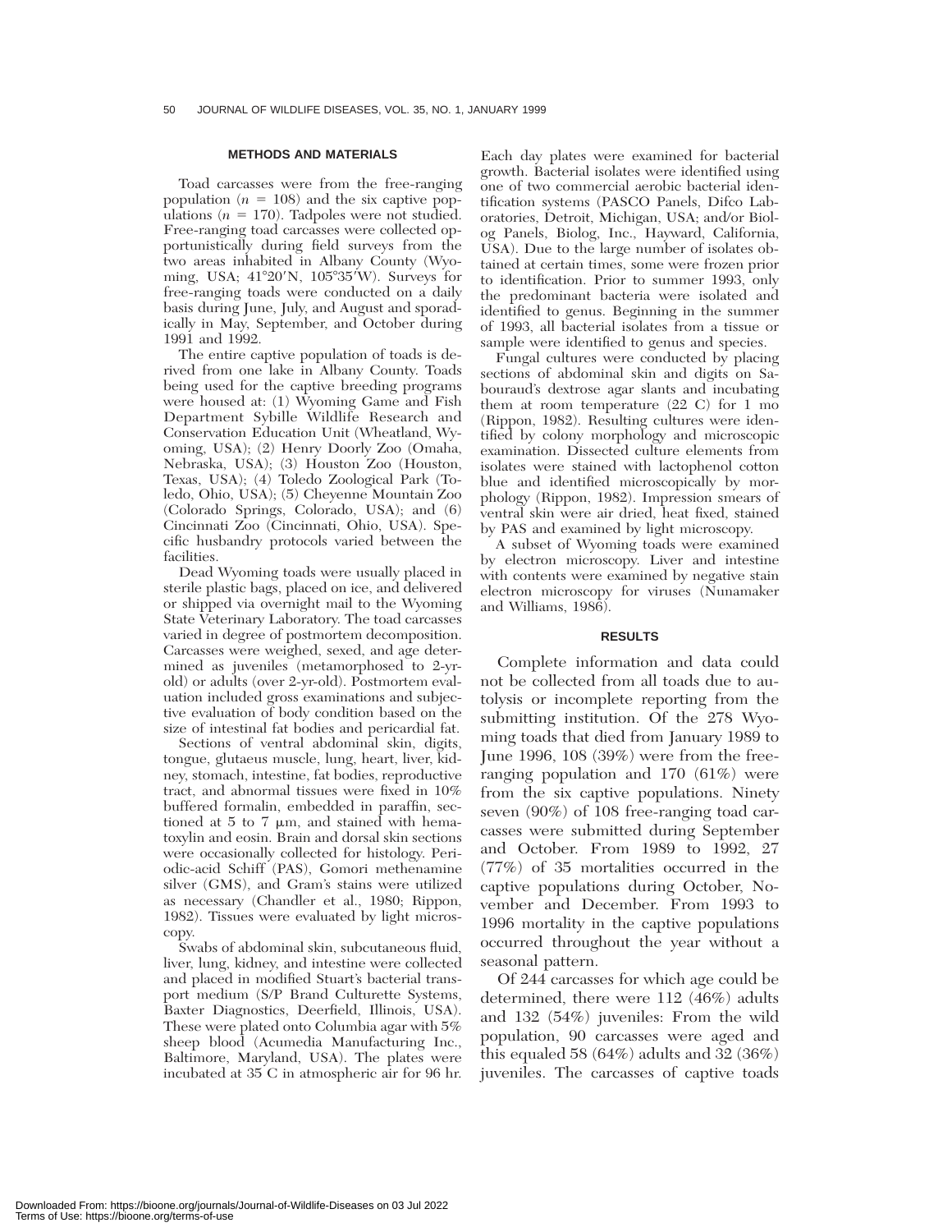## METHODS AND MATERIALS

Toad carcasses were from the free-ranging population ($n = 108$) and the six captive populations ($n = 170$). Tadpoles were not studied. Free-ranging toad carcasses were collected opportunistically during field surveys from the two areas inhabited in Albany County (Wyoming, USA; 41°20′N, 105°35′W). Surveys for free-ranging toads were conducted on a daily basis during June, July, and August and sporadically in May, September, and October during 1991 and 1992.

The entire captive population of toads is derived from one lake in Albany County. Toads being used for the captive breeding programs were housed at: (1) Wyoming Game and Fish Department Sybille Wildlife Research and Conservation Education Unit (Wheatland, Wyoming, USA); (2) Henry Doorly Zoo (Omaha, Nebraska, USA); (3) Houston Zoo (Houston, Texas, USA); (4) Toledo Zoological Park (Toledo, Ohio, USA); (5) Cheyenne Mountain Zoo (Colorado Springs, Colorado, USA); and (6) Cincinnati Zoo (Cincinnati, Ohio, USA). Specific husbandry protocols varied between the facilities.

Dead Wyoming toads were usually placed in sterile plastic bags, placed on ice, and delivered or shipped via overnight mail to the Wyoming State Veterinary Laboratory. The toad carcasses varied in degree of postmortem decomposition. Carcasses were weighed, sexed, and age determined as juveniles (metamorphosed to 2-yr-old) or adults (over 2-yr-old). Postmortem evaluation included gross examinations and subjective evaluation of body condition based on the size of intestinal fat bodies and pericardial fat.

Sections of ventral abdominal skin, digits, tongue, glutaeus muscle, lung, heart, liver, kidney, stomach, intestine, fat bodies, reproductive tract, and abnormal tissues were fixed in 10% buffered formalin, embedded in paraffin, sectioned at 5 to 7 μm, and stained with hematoxylin and eosin. Brain and dorsal skin sections were occasionally collected for histology. Periodic-acid Schiff (PAS), Gomori methenamine silver (GMS), and Gram's stains were utilized as necessary (Chandler et al., 1980; Rippon, 1982). Tissues were evaluated by light microscopy.

Swabs of abdominal skin, subcutaneous fluid, liver, lung, kidney, and intestine were collected and placed in modified Stuart's bacterial transport medium (S/P Brand Culturette Systems, Baxter Diagnostics, Deerfield, Illinois, USA). These were plated onto Columbia agar with 5% sheep blood (Acumedia Manufacturing Inc., Baltimore, Maryland, USA). The plates were incubated at 35 C in atmospheric air for 96 hr. Each day plates were examined for bacterial growth. Bacterial isolates were identified using one of two commercial aerobic bacterial identification systems (PASCO Panels, Difco Laboratories, Detroit, Michigan, USA; and/or Biolog Panels, Biolog, Inc., Hayward, California, USA). Due to the large number of isolates obtained at certain times, some were frozen prior to identification. Prior to summer 1993, only the predominant bacteria were isolated and identified to genus. Beginning in the summer of 1993, all bacterial isolates from a tissue or sample were identified to genus and species.

Fungal cultures were conducted by placing sections of abdominal skin and digits on Sabouraud's dextrose agar slants and incubating them at room temperature (22 C) for 1 mo (Rippon, 1982). Resulting cultures were identified by colony morphology and microscopic examination. Dissected culture elements from isolates were stained with lactophenol cotton blue and identified microscopically by morphology (Rippon, 1982). Impression smears of ventral skin were air dried, heat fixed, stained by PAS and examined by light microscopy.

A subset of Wyoming toads were examined by electron microscopy. Liver and intestine with contents were examined by negative stain electron microscopy for viruses (Nunamaker and Williams, 1986).

## RESULTS

Complete information and data could not be collected from all toads due to autolysis or incomplete reporting from the submitting institution. Of the 278 Wyoming toads that died from January 1989 to June 1996, 108 (39%) were from the free-ranging population and 170 (61%) were from the six captive populations. Ninety seven (90%) of 108 free-ranging toad carcasses were submitted during September and October. From 1989 to 1992, 27 (77%) of 35 mortalities occurred in the captive populations during October, November and December. From 1993 to 1996 mortality in the captive populations occurred throughout the year without a seasonal pattern.

Of 244 carcasses for which age could be determined, there were 112 (46%) adults and 132 (54%) juveniles: From the wild population, 90 carcasses were aged and this equaled 58 (64%) adults and 32 (36%) juveniles. The carcasses of captive toads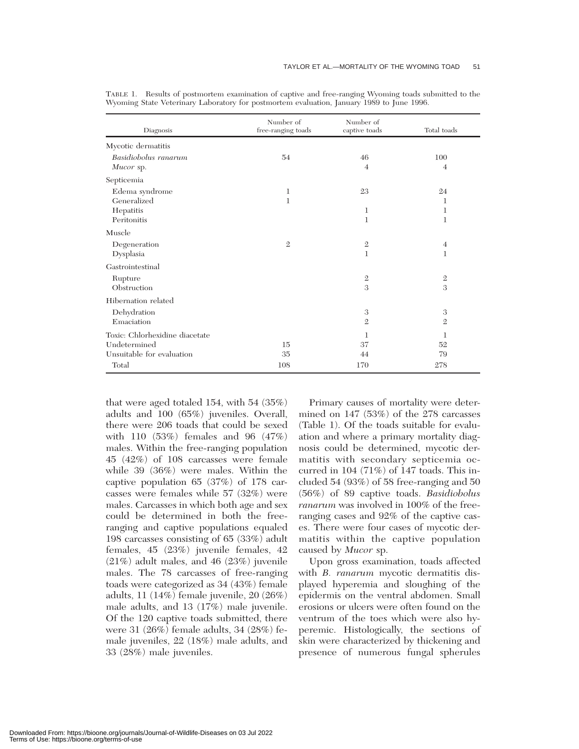TABLE 1. Results of postmortem examination of captive and free-ranging Wyoming toads submitted to the Wyoming State Veterinary Laboratory for postmortem evaluation, January 1989 to June 1996.

| Diagnosis | Number of free-ranging toads | Number of captive toads | Total toads |
|---|---|---|---|
| Mycotic dermatitis | | | |
| *Basidiobolus ranarum* | 54 | 46 | 100 |
| *Mucor* sp. | | 4 | 4 |
| Septicemia | | | |
| Edema syndrome | 1 | 23 | 24 |
| Generalized | 1 | | 1 |
| Hepatitis | | 1 | 1 |
| Peritonitis | | 1 | 1 |
| Muscle | | | |
| Degeneration | 2 | 2 | 4 |
| Dysplasia | | 1 | 1 |
| Gastrointestinal | | | |
| Rupture | | 2 | 2 |
| Obstruction | | 3 | 3 |
| Hibernation related | | | |
| Dehydration | | 3 | 3 |
| Emaciation | | 2 | 2 |
| Toxic: Chlorhexidine diacetate | | 1 | 1 |
| Undetermined | 15 | 37 | 52 |
| Unsuitable for evaluation | 35 | 44 | 79 |
| Total | 108 | 170 | 278 |

that were aged totaled 154, with 54 (35%) adults and 100 (65%) juveniles. Overall, there were 206 toads that could be sexed with 110 (53%) females and 96 (47%) males. Within the free-ranging population 45 (42%) of 108 carcasses were female while 39 (36%) were males. Within the captive population 65 (37%) of 178 carcasses were females while 57 (32%) were males. Carcasses in which both age and sex could be determined in both the free-ranging and captive populations equaled 198 carcasses consisting of 65 (33%) adult females, 45 (23%) juvenile females, 42 (21%) adult males, and 46 (23%) juvenile males. The 78 carcasses of free-ranging toads were categorized as 34 (43%) female adults, 11 (14%) female juvenile, 20 (26%) male adults, and 13 (17%) male juvenile. Of the 120 captive toads submitted, there were 31 (26%) female adults, 34 (28%) female juveniles, 22 (18%) male adults, and 33 (28%) male juveniles.

Primary causes of mortality were determined on 147 (53%) of the 278 carcasses (Table 1). Of the toads suitable for evaluation and where a primary mortality diagnosis could be determined, mycotic dermatitis with secondary septicemia occurred in 104 (71%) of 147 toads. This included 54 (93%) of 58 free-ranging and 50 (56%) of 89 captive toads. *Basidiobolus ranarum* was involved in 100% of the free-ranging cases and 92% of the captive cases. There were four cases of mycotic dermatitis within the captive population caused by *Mucor* sp.

Upon gross examination, toads affected with *B. ranarum* mycotic dermatitis displayed hyperemia and sloughing of the epidermis on the ventral abdomen. Small erosions or ulcers were often found on the ventrum of the toes which were also hyperemic. Histologically, the sections of skin were characterized by thickening and presence of numerous fungal spherules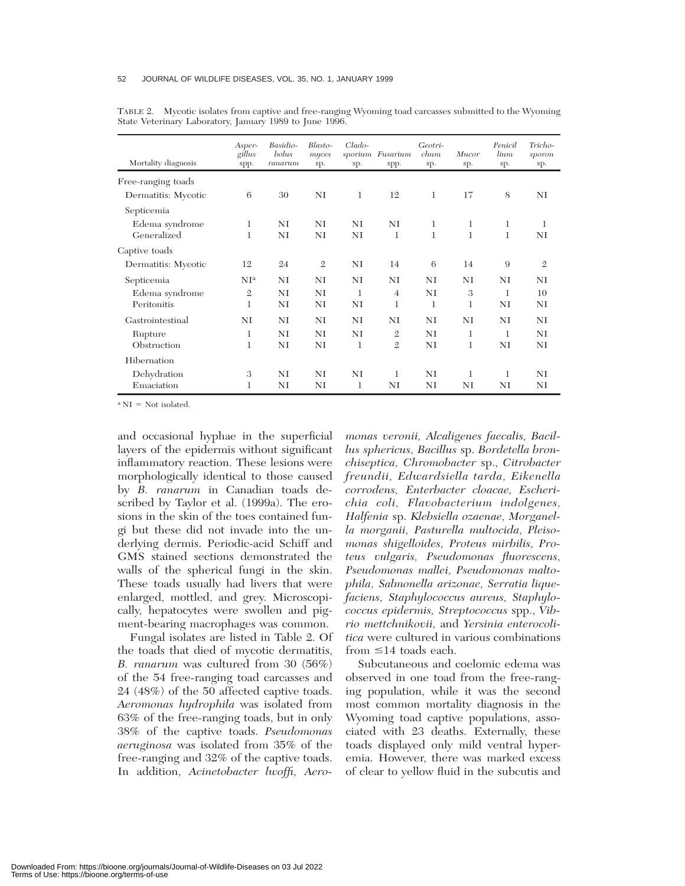TABLE 2. Mycotic isolates from captive and free-ranging Wyoming toad carcasses submitted to the Wyoming State Veterinary Laboratory, January 1989 to June 1996.

| Mortality diagnosis | *Aspergillus* spp. | *Basidiobolus ranarum* | *Blastomyces* sp. | *Cladosporium* sp. | *Fusarium* spp. | *Geotrichum* sp. | *Mucor* sp. | *Penicillium* sp. | *Trichosporon* sp. |
|---|---|---|---|---|---|---|---|---|---|
| Free-ranging toads | | | | | | | | | |
| Dermatitis: Mycotic | 6 | 30 | NI | 1 | 12 | 1 | 17 | 8 | NI |
| Septicemia | | | | | | | | | |
| Edema syndrome | 1 | NI | NI | NI | NI | 1 | 1 | 1 | 1 |
| Generalized | 1 | NI | NI | NI | 1 | 1 | 1 | 1 | NI |
| Captive toads | | | | | | | | | |
| Dermatitis: Mycotic | 12 | 24 | 2 | NI | 14 | 6 | 14 | 9 | 2 |
| Septicemia | NI[a] | NI | NI | NI | NI | NI | NI | NI | NI |
| Edema syndrome | 2 | NI | NI | 1 | 4 | NI | 3 | 1 | 10 |
| Peritonitis | 1 | NI | NI | NI | 1 | 1 | 1 | NI | NI |
| Gastrointestinal | NI | NI | NI | NI | NI | NI | NI | NI | NI |
| Rupture | 1 | NI | NI | NI | 2 | NI | 1 | 1 | NI |
| Obstruction | 1 | NI | NI | 1 | 2 | NI | 1 | NI | NI |
| Hibernation | | | | | | | | | |
| Dehydration | 3 | NI | NI | NI | 1 | NI | 1 | 1 | NI |
| Emaciation | 1 | NI | NI | 1 | NI | NI | NI | NI | NI |

[a] NI = Not isolated.

and occasional hyphae in the superficial layers of the epidermis without significant inflammatory reaction. These lesions were morphologically identical to those caused by *B. ranarum* in Canadian toads described by Taylor et al. (1999a). The erosions in the skin of the toes contained fungi but these did not invade into the underlying dermis. Periodic-acid Schiff and GMS stained sections demonstrated the walls of the spherical fungi in the skin. These toads usually had livers that were enlarged, mottled, and grey. Microscopically, hepatocytes were swollen and pigment-bearing macrophages was common.

Fungal isolates are listed in Table 2. Of the toads that died of mycotic dermatitis, *B. ranarum* was cultured from 30 (56%) of the 54 free-ranging toad carcasses and 24 (48%) of the 50 affected captive toads. *Aeromonas hydrophila* was isolated from 63% of the free-ranging toads, but in only 38% of the captive toads. *Pseudomonas aeruginosa* was isolated from 35% of the free-ranging and 32% of the captive toads. In addition, *Acinetobacter lwoffi*, *Aeromonas veronii, Alcaligenes faecalis, Bacillus sphericus, Bacillus* sp. *Bordetella bronchiseptica, Chromobacter* sp., *Citrobacter freundii, Edwardsiella tarda, Eikenella corrodens, Enterbacter cloacae, Escherichia coli, Flavobacterium indolgenes, Halfenia* sp. *Klebsiella ozaenae, Morganella morganii, Pasturella multocida, Pleisomonas shigelloides, Proteus mirbilis, Proteus vulgaris, Pseudomonas fluorescens, Pseudomonas mallei, Pseudomonas maltophila, Salmonella arizonae, Serratia liquefaciens, Staphylococcus aureus, Staphylococcus epidermis, Streptococcus* spp., *Vibrio mettchnikovii,* and *Yersinia enterocolitica* were cultured in various combinations from ≤14 toads each.

Subcutaneous and coelomic edema was observed in one toad from the free-ranging population, while it was the second most common mortality diagnosis in the Wyoming toad captive populations, associated with 23 deaths. Externally, these toads displayed only mild ventral hyperemia. However, there was marked excess of clear to yellow fluid in the subcutis and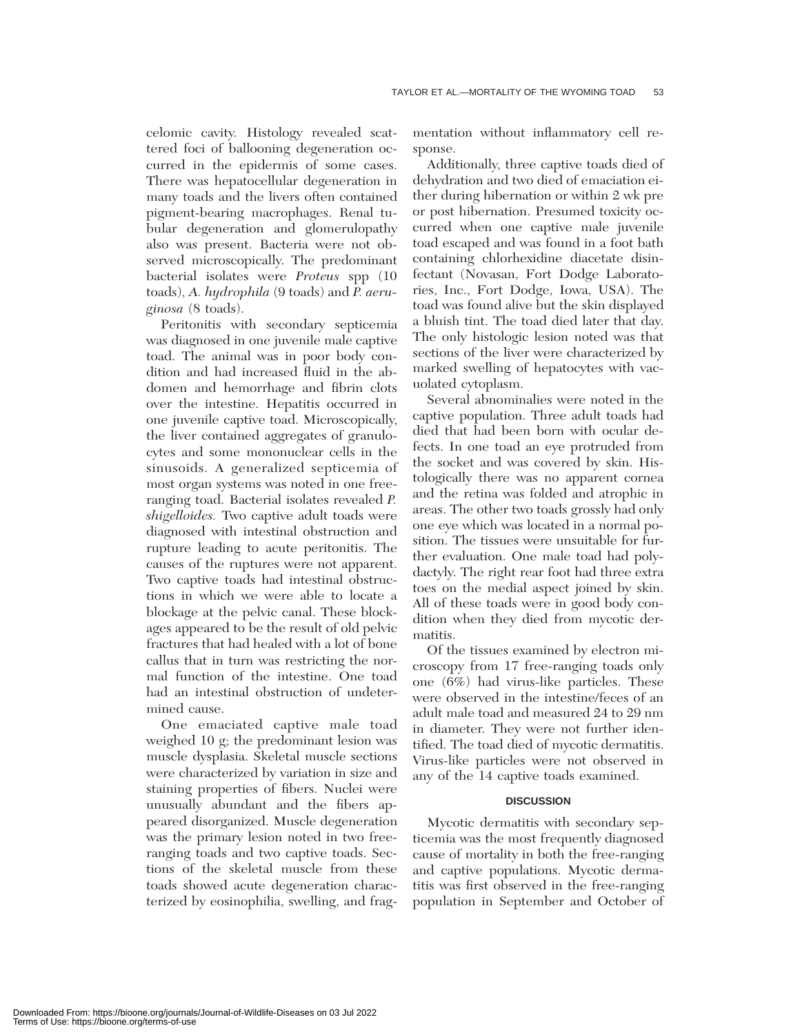celomic cavity. Histology revealed scattered foci of ballooning degeneration occurred in the epidermis of some cases. There was hepatocellular degeneration in many toads and the livers often contained pigment-bearing macrophages. Renal tubular degeneration and glomerulopathy also was present. Bacteria were not observed microscopically. The predominant bacterial isolates were *Proteus* spp (10 toads), *A. hydrophila* (9 toads) and *P. aeruginosa* (8 toads).

Peritonitis with secondary septicemia was diagnosed in one juvenile male captive toad. The animal was in poor body condition and had increased fluid in the abdomen and hemorrhage and fibrin clots over the intestine. Hepatitis occurred in one juvenile captive toad. Microscopically, the liver contained aggregates of granulocytes and some mononuclear cells in the sinusoids. A generalized septicemia of most organ systems was noted in one free-ranging toad. Bacterial isolates revealed *P. shigelloides.* Two captive adult toads were diagnosed with intestinal obstruction and rupture leading to acute peritonitis. The causes of the ruptures were not apparent. Two captive toads had intestinal obstructions in which we were able to locate a blockage at the pelvic canal. These blockages appeared to be the result of old pelvic fractures that had healed with a lot of bone callus that in turn was restricting the normal function of the intestine. One toad had an intestinal obstruction of undetermined cause.

One emaciated captive male toad weighed 10 g; the predominant lesion was muscle dysplasia. Skeletal muscle sections were characterized by variation in size and staining properties of fibers. Nuclei were unusually abundant and the fibers appeared disorganized. Muscle degeneration was the primary lesion noted in two free-ranging toads and two captive toads. Sections of the skeletal muscle from these toads showed acute degeneration characterized by eosinophilia, swelling, and fragmentation without inflammatory cell response.

Additionally, three captive toads died of dehydration and two died of emaciation either during hibernation or within 2 wk pre or post hibernation. Presumed toxicity occurred when one captive male juvenile toad escaped and was found in a foot bath containing chlorhexidine diacetate disinfectant (Novasan, Fort Dodge Laboratories, Inc., Fort Dodge, Iowa, USA). The toad was found alive but the skin displayed a bluish tint. The toad died later that day. The only histologic lesion noted was that sections of the liver were characterized by marked swelling of hepatocytes with vacuolated cytoplasm.

Several abnominalies were noted in the captive population. Three adult toads had died that had been born with ocular defects. In one toad an eye protruded from the socket and was covered by skin. Histologically there was no apparent cornea and the retina was folded and atrophic in areas. The other two toads grossly had only one eye which was located in a normal position. The tissues were unsuitable for further evaluation. One male toad had polydactyly. The right rear foot had three extra toes on the medial aspect joined by skin. All of these toads were in good body condition when they died from mycotic dermatitis.

Of the tissues examined by electron microscopy from 17 free-ranging toads only one (6%) had virus-like particles. These were observed in the intestine/feces of an adult male toad and measured 24 to 29 nm in diameter. They were not further identified. The toad died of mycotic dermatitis. Virus-like particles were not observed in any of the 14 captive toads examined.

## DISCUSSION

Mycotic dermatitis with secondary septicemia was the most frequently diagnosed cause of mortality in both the free-ranging and captive populations. Mycotic dermatitis was first observed in the free-ranging population in September and October of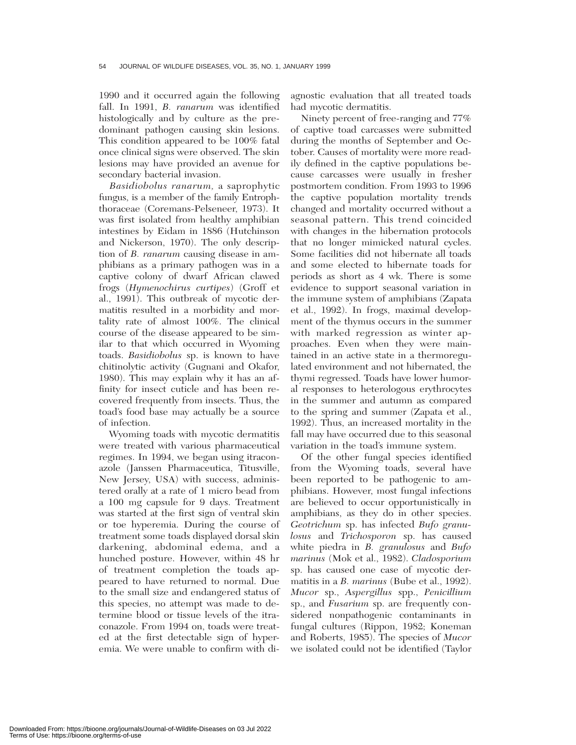1990 and it occurred again the following fall. In 1991, *B. ranarum* was identified histologically and by culture as the predominant pathogen causing skin lesions. This condition appeared to be 100% fatal once clinical signs were observed. The skin lesions may have provided an avenue for secondary bacterial invasion.

*Basidiobolus ranarum,* a saprophytic fungus, is a member of the family Entrophthoraceae (Coremans-Pelseneer, 1973). It was first isolated from healthy amphibian intestines by Eidam in 1886 (Hutchinson and Nickerson, 1970). The only description of *B. ranarum* causing disease in amphibians as a primary pathogen was in a captive colony of dwarf African clawed frogs (*Hymenochirus curtipes*) (Groff et al., 1991). This outbreak of mycotic dermatitis resulted in a morbidity and mortality rate of almost 100%. The clinical course of the disease appeared to be similar to that which occurred in Wyoming toads. *Basidiobolus* sp. is known to have chitinolytic activity (Gugnani and Okafor, 1980). This may explain why it has an affinity for insect cuticle and has been recovered frequently from insects. Thus, the toad's food base may actually be a source of infection.

Wyoming toads with mycotic dermatitis were treated with various pharmaceutical regimes. In 1994, we began using itraconazole (Janssen Pharmaceutica, Titusville, New Jersey, USA) with success, administered orally at a rate of 1 micro bead from a 100 mg capsule for 9 days. Treatment was started at the first sign of ventral skin or toe hyperemia. During the course of treatment some toads displayed dorsal skin darkening, abdominal edema, and a hunched posture. However, within 48 hr of treatment completion the toads appeared to have returned to normal. Due to the small size and endangered status of this species, no attempt was made to determine blood or tissue levels of the itraconazole. From 1994 on, toads were treated at the first detectable sign of hyperemia. We were unable to confirm with diagnostic evaluation that all treated toads had mycotic dermatitis.

Ninety percent of free-ranging and 77% of captive toad carcasses were submitted during the months of September and October. Causes of mortality were more readily defined in the captive populations because carcasses were usually in fresher postmortem condition. From 1993 to 1996 the captive population mortality trends changed and mortality occurred without a seasonal pattern. This trend coincided with changes in the hibernation protocols that no longer mimicked natural cycles. Some facilities did not hibernate all toads and some elected to hibernate toads for periods as short as 4 wk. There is some evidence to support seasonal variation in the immune system of amphibians (Zapata et al., 1992). In frogs, maximal development of the thymus occurs in the summer with marked regression as winter approaches. Even when they were maintained in an active state in a thermoregulated environment and not hibernated, the thymi regressed. Toads have lower humoral responses to heterologous erythrocytes in the summer and autumn as compared to the spring and summer (Zapata et al., 1992). Thus, an increased mortality in the fall may have occurred due to this seasonal variation in the toad's immune system.

Of the other fungal species identified from the Wyoming toads, several have been reported to be pathogenic to amphibians. However, most fungal infections are believed to occur opportunistically in amphibians, as they do in other species. *Geotrichum* sp. has infected *Bufo granulosus* and *Trichosporon* sp. has caused white piedra in *B. granulosus* and *Bufo marinus* (Mok et al., 1982). *Cladosporium* sp. has caused one case of mycotic dermatitis in a *B. marinus* (Bube et al., 1992). *Mucor* sp., *Aspergillus* spp., *Penicillium* sp., and *Fusarium* sp. are frequently considered nonpathogenic contaminants in fungal cultures (Rippon, 1982; Koneman and Roberts, 1985). The species of *Mucor* we isolated could not be identified (Taylor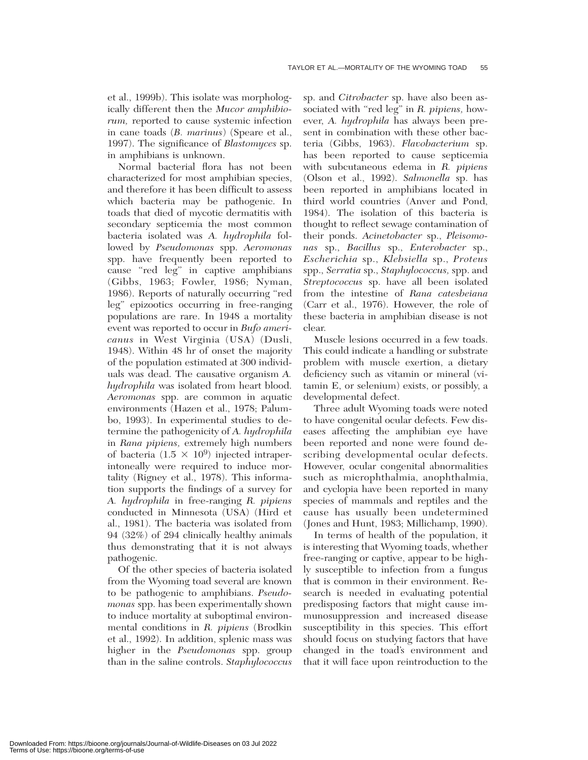et al., 1999b). This isolate was morphologically different then the *Mucor amphibiorum,* reported to cause systemic infection in cane toads (*B. marinus*) (Speare et al., 1997). The significance of *Blastomyces* sp. in amphibians is unknown.

Normal bacterial flora has not been characterized for most amphibian species, and therefore it has been difficult to assess which bacteria may be pathogenic. In toads that died of mycotic dermatitis with secondary septicemia the most common bacteria isolated was *A. hydrophila* followed by *Pseudomonas* spp. *Aeromonas* spp. have frequently been reported to cause "red leg" in captive amphibians (Gibbs, 1963; Fowler, 1986; Nyman, 1986). Reports of naturally occurring "red leg" epizootics occurring in free-ranging populations are rare. In 1948 a mortality event was reported to occur in *Bufo americanus* in West Virginia (USA) (Dusli, 1948). Within 48 hr of onset the majority of the population estimated at 300 individuals was dead. The causative organism *A. hydrophila* was isolated from heart blood. *Aeromonas* spp. are common in aquatic environments (Hazen et al., 1978; Palumbo, 1993). In experimental studies to determine the pathogenicity of *A. hydrophila* in *Rana pipiens,* extremely high numbers of bacteria ($1.5 \times 10^9$) injected intraperintoneally were required to induce mortality (Rigney et al., 1978). This information supports the findings of a survey for *A. hydrophila* in free-ranging *R. pipiens* conducted in Minnesota (USA) (Hird et al., 1981). The bacteria was isolated from 94 (32%) of 294 clinically healthy animals thus demonstrating that it is not always pathogenic.

Of the other species of bacteria isolated from the Wyoming toad several are known to be pathogenic to amphibians. *Pseudomonas* spp. has been experimentally shown to induce mortality at suboptimal environmental conditions in *R. pipiens* (Brodkin et al., 1992). In addition, splenic mass was higher in the *Pseudomonas* spp. group than in the saline controls. *Staphylococcus* sp. and *Citrobacter* sp. have also been associated with "red leg" in *R. pipiens,* however, *A. hydrophila* has always been present in combination with these other bacteria (Gibbs, 1963). *Flavobacterium* sp. has been reported to cause septicemia with subcutaneous edema in *R. pipiens* (Olson et al., 1992). *Salmonella* sp. has been reported in amphibians located in third world countries (Anver and Pond, 1984). The isolation of this bacteria is thought to reflect sewage contamination of their ponds. *Acinetobacter* sp., *Pleisomonas* sp., *Bacillus* sp., *Enterobacter* sp., *Escherichia* sp., *Klebsiella* sp., *Proteus* spp., *Serratia* sp., *Staphylococcus,* spp. and *Streptococcus* sp. have all been isolated from the intestine of *Rana catesbeiana* (Carr et al., 1976). However, the role of these bacteria in amphibian disease is not clear.

Muscle lesions occurred in a few toads. This could indicate a handling or substrate problem with muscle exertion, a dietary deficiency such as vitamin or mineral (vitamin E, or selenium) exists, or possibly, a developmental defect.

Three adult Wyoming toads were noted to have congenital ocular defects. Few diseases affecting the amphibian eye have been reported and none were found describing developmental ocular defects. However, ocular congenital abnormalities such as microphthalmia, anophthalmia, and cyclopia have been reported in many species of mammals and reptiles and the cause has usually been undetermined (Jones and Hunt, 1983; Millichamp, 1990).

In terms of health of the population, it is interesting that Wyoming toads, whether free-ranging or captive, appear to be highly susceptible to infection from a fungus that is common in their environment. Research is needed in evaluating potential predisposing factors that might cause immunosuppression and increased disease susceptibility in this species. This effort should focus on studying factors that have changed in the toad's environment and that it will face upon reintroduction to the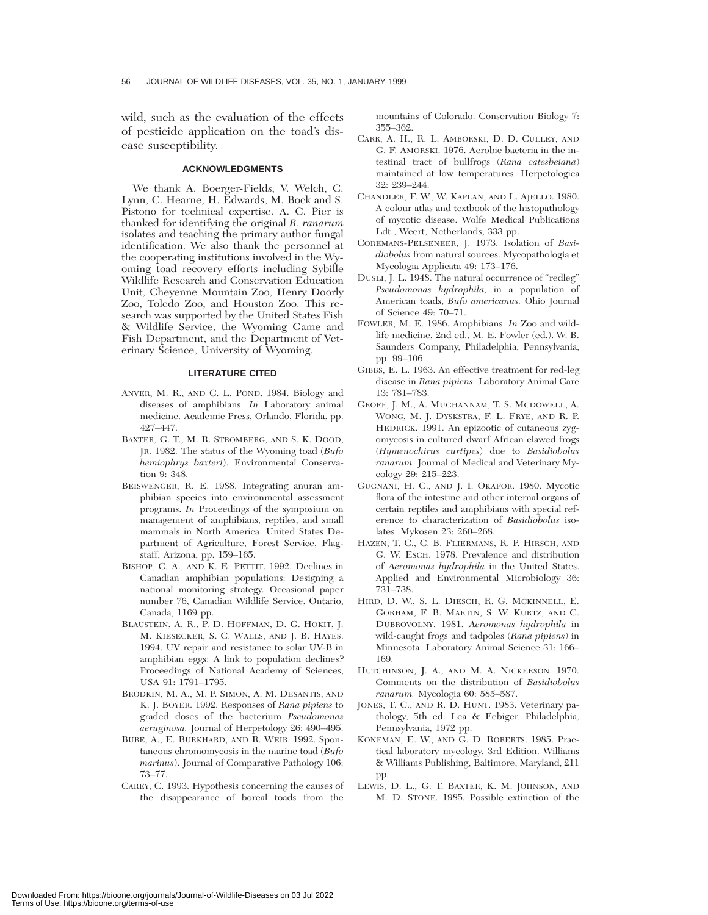wild, such as the evaluation of the effects of pesticide application on the toad's disease susceptibility.

## ACKNOWLEDGMENTS

We thank A. Boerger-Fields, V. Welch, C. Lynn, C. Hearne, H. Edwards, M. Bock and S. Pistono for technical expertise. A. C. Pier is thanked for identifying the original *B. ranarum* isolates and teaching the primary author fungal identification. We also thank the personnel at the cooperating institutions involved in the Wyoming toad recovery efforts including Sybille Wildlife Research and Conservation Education Unit, Cheyenne Mountain Zoo, Henry Doorly Zoo, Toledo Zoo, and Houston Zoo. This research was supported by the United States Fish & Wildlife Service, the Wyoming Game and Fish Department, and the Department of Veterinary Science, University of Wyoming.

## LITERATURE CITED

ANVER, M. R., AND C. L. POND. 1984. Biology and diseases of amphibians. *In* Laboratory animal medicine. Academic Press, Orlando, Florida, pp. 427–447.

BAXTER, G. T., M. R. STROMBERG, AND S. K. DOOD, JR. 1982. The status of the Wyoming toad (*Bufo hemiophrys baxteri*). Environmental Conservation 9: 348.

BEISWENGER, R. E. 1988. Integrating anuran amphibian species into environmental assessment programs. *In* Proceedings of the symposium on management of amphibians, reptiles, and small mammals in North America. United States Department of Agriculture, Forest Service, Flagstaff, Arizona, pp. 159–165.

BISHOP, C. A., AND K. E. PETTIT. 1992. Declines in Canadian amphibian populations: Designing a national monitoring strategy. Occasional paper number 76, Canadian Wildlife Service, Ontario, Canada, 1169 pp.

BLAUSTEIN, A. R., P. D. HOFFMAN, D. G. HOKIT, J. M. KIESECKER, S. C. WALLS, AND J. B. HAYES. 1994. UV repair and resistance to solar UV-B in amphibian eggs: A link to population declines? Proceedings of National Academy of Sciences, USA 91: 1791–1795.

BRODKIN, M. A., M. P. SIMON, A. M. DESANTIS, AND K. J. BOYER. 1992. Responses of *Rana pipiens* to graded doses of the bacterium *Pseudomonas aeruginosa.* Journal of Herpetology 26: 490–495.

BUBE, A., E. BURKHARD, AND R. WEIB. 1992. Spontaneous chromomycosis in the marine toad (*Bufo marinus*). Journal of Comparative Pathology 106: 73–77.

CAREY, C. 1993. Hypothesis concerning the causes of the disappearance of boreal toads from the mountains of Colorado. Conservation Biology 7: 355–362.

CARR, A. H., R. L. AMBORSKI, D. D. CULLEY, AND G. F. AMORSKI. 1976. Aerobic bacteria in the intestinal tract of bullfrogs (*Rana catesbeiana*) maintained at low temperatures. Herpetologica 32: 239–244.

CHANDLER, F. W., W. KAPLAN, AND L. AJELLO. 1980. A colour atlas and textbook of the histopathology of mycotic disease. Wolfe Medical Publications Ldt., Weert, Netherlands, 333 pp.

COREMANS-PELSENEER, J. 1973. Isolation of *Basidiobolus* from natural sources. Mycopathologia et Mycologia Applicata 49: 173–176.

DUSLI, J. L. 1948. The natural occurrence of "redleg" *Pseudomonas hydrophila,* in a population of American toads, *Bufo americanus.* Ohio Journal of Science 49: 70–71.

FOWLER, M. E. 1986. Amphibians. *In* Zoo and wildlife medicine, 2nd ed., M. E. Fowler (ed.). W. B. Saunders Company, Philadelphia, Pennsylvania, pp. 99–106.

GIBBS, E. L. 1963. An effective treatment for red-leg disease in *Rana pipiens.* Laboratory Animal Care 13: 781–783.

GROFF, J. M., A. MUGHANNAM, T. S. MCDOWELL, A. WONG, M. J. DYSKSTRA, F. L. FRYE, AND R. P. HEDRICK. 1991. An epizootic of cutaneous zygomycosis in cultured dwarf African clawed frogs (*Hymenochirus curtipes*) due to *Basidiobolus ranarum.* Journal of Medical and Veterinary Mycology 29: 215–223.

GUGNANI, H. C., AND J. I. OKAFOR. 1980. Mycotic flora of the intestine and other internal organs of certain reptiles and amphibians with special reference to characterization of *Basidiobolus* isolates. Mykosen 23: 260–268.

HAZEN, T. C., C. B. FLIERMANS, R. P. HIRSCH, AND G. W. ESCH. 1978. Prevalence and distribution of *Aeromonas hydrophila* in the United States. Applied and Environmental Microbiology 36: 731–738.

HIRD, D. W., S. L. DIESCH, R. G. MCKINNELL, E. GORHAM, F. B. MARTIN, S. W. KURTZ, AND C. DUBROVOLNY. 1981. *Aeromonas hydrophila* in wild-caught frogs and tadpoles (*Rana pipiens*) in Minnesota. Laboratory Animal Science 31: 166–169.

HUTCHINSON, J. A., AND M. A. NICKERSON. 1970. Comments on the distribution of *Basidiobolus ranarum.* Mycologia 60: 585–587.

JONES, T. C., AND R. D. HUNT. 1983. Veterinary pathology, 5th ed. Lea & Febiger, Philadelphia, Pennsylvania, 1972 pp.

KONEMAN, E. W., AND G. D. ROBERTS. 1985. Practical laboratory mycology, 3rd Edition. Williams & Williams Publishing, Baltimore, Maryland, 211 pp.

LEWIS, D. L., G. T. BAXTER, K. M. JOHNSON, AND M. D. STONE. 1985. Possible extinction of the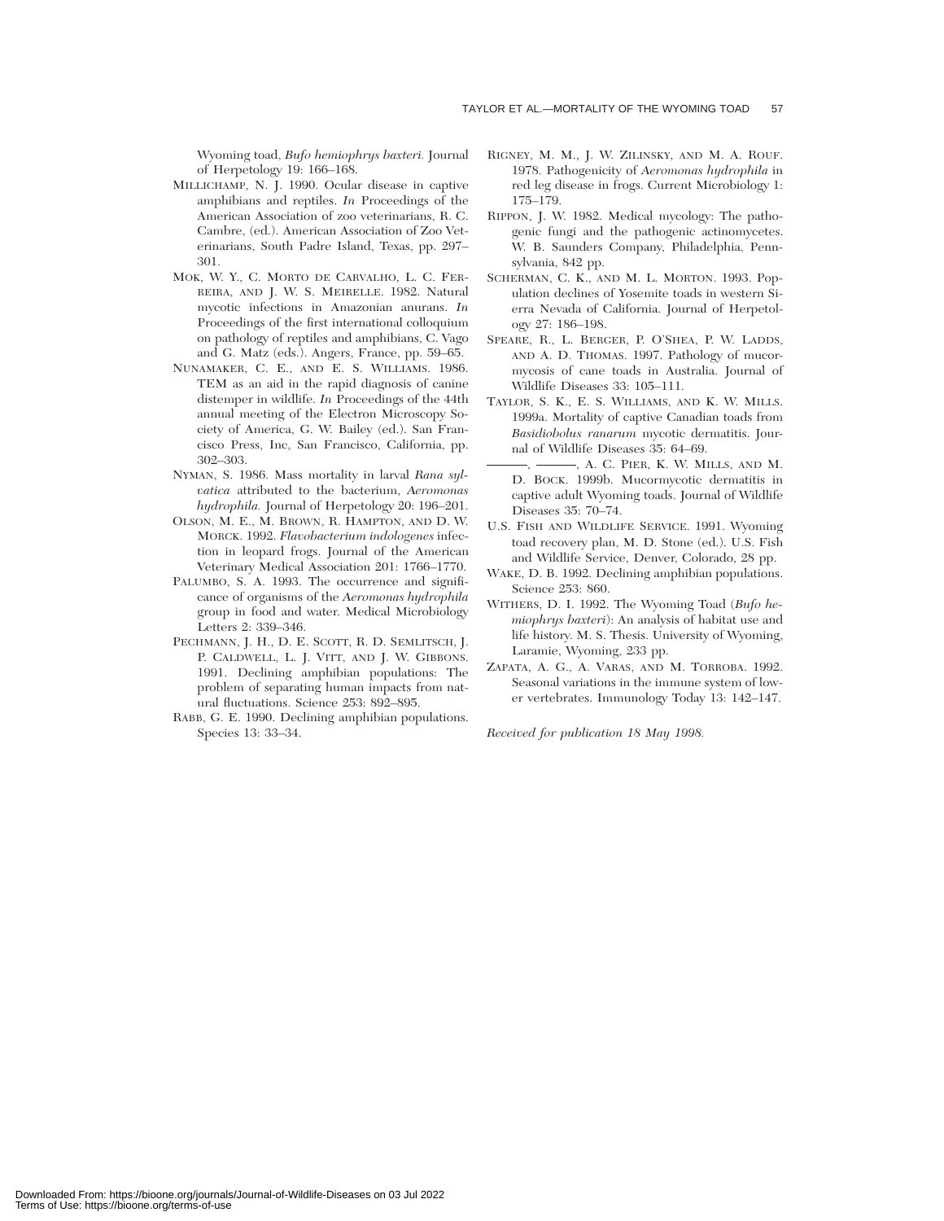Wyoming toad, *Bufo hemiophrys baxteri.* Journal of Herpetology 19: 166–168.

MILLICHAMP, N. J. 1990. Ocular disease in captive amphibians and reptiles. *In* Proceedings of the American Association of zoo veterinarians, R. C. Cambre, (ed.). American Association of Zoo Veterinarians, South Padre Island, Texas, pp. 297–301.

MOK, W. Y., C. MORTO DE CARVALHO, L. C. FERREIRA, AND J. W. S. MEIRELLE. 1982. Natural mycotic infections in Amazonian anurans. *In* Proceedings of the first international colloquium on pathology of reptiles and amphibians, C. Vago and G. Matz (eds.). Angers, France, pp. 59–65.

NUNAMAKER, C. E., AND E. S. WILLIAMS. 1986. TEM as an aid in the rapid diagnosis of canine distemper in wildlife. *In* Proceedings of the 44th annual meeting of the Electron Microscopy Society of America, G. W. Bailey (ed.). San Francisco Press, Inc, San Francisco, California, pp. 302–303.

NYMAN, S. 1986. Mass mortality in larval *Rana sylvatica* attributed to the bacterium, *Aeromonas hydrophila.* Journal of Herpetology 20: 196–201.

OLSON, M. E., M. BROWN, R. HAMPTON, AND D. W. MORCK. 1992. *Flavobacterium indologenes* infection in leopard frogs. Journal of the American Veterinary Medical Association 201: 1766–1770.

PALUMBO, S. A. 1993. The occurrence and significance of organisms of the *Aeromonas hydrophila* group in food and water. Medical Microbiology Letters 2: 339–346.

PECHMANN, J. H., D. E. SCOTT, R. D. SEMLITSCH, J. P. CALDWELL, L. J. VITT, AND J. W. GIBBONS. 1991. Declining amphibian populations: The problem of separating human impacts from natural fluctuations. Science 253: 892–895.

RABB, G. E. 1990. Declining amphibian populations. Species 13: 33–34.

RIGNEY, M. M., J. W. ZILINSKY, AND M. A. ROUF. 1978. Pathogenicity of *Aeromonas hydrophila* in red leg disease in frogs. Current Microbiology 1: 175–179.

RIPPON, J. W. 1982. Medical mycology: The pathogenic fungi and the pathogenic actinomycetes. W. B. Saunders Company, Philadelphia, Pennsylvania, 842 pp.

SCHERMAN, C. K., AND M. L. MORTON. 1993. Population declines of Yosemite toads in western Sierra Nevada of California. Journal of Herpetology 27: 186–198.

SPEARE, R., L. BERGER, P. O'SHEA, P. W. LADDS, AND A. D. THOMAS. 1997. Pathology of mucormycosis of cane toads in Australia. Journal of Wildlife Diseases 33: 105–111.

TAYLOR, S. K., E. S. WILLIAMS, AND K. W. MILLS. 1999a. Mortality of captive Canadian toads from *Basidiobolus ranarum* mycotic dermatitis. Journal of Wildlife Diseases 35: 64–69.

———, ———, A. C. PIER, K. W. MILLS, AND M. D. BOCK. 1999b. Mucormycotic dermatitis in captive adult Wyoming toads. Journal of Wildlife Diseases 35: 70–74.

U.S. FISH AND WILDLIFE SERVICE. 1991. Wyoming toad recovery plan, M. D. Stone (ed.). U.S. Fish and Wildlife Service, Denver, Colorado, 28 pp.

WAKE, D. B. 1992. Declining amphibian populations. Science 253: 860.

WITHERS, D. I. 1992. The Wyoming Toad (*Bufo hemiophrys baxteri*): An analysis of habitat use and life history. M. S. Thesis. University of Wyoming, Laramie, Wyoming, 233 pp.

ZAPATA, A. G., A. VARAS, AND M. TORROBA. 1992. Seasonal variations in the immune system of lower vertebrates. Immunology Today 13: 142–147.

*Received for publication 18 May 1998.*